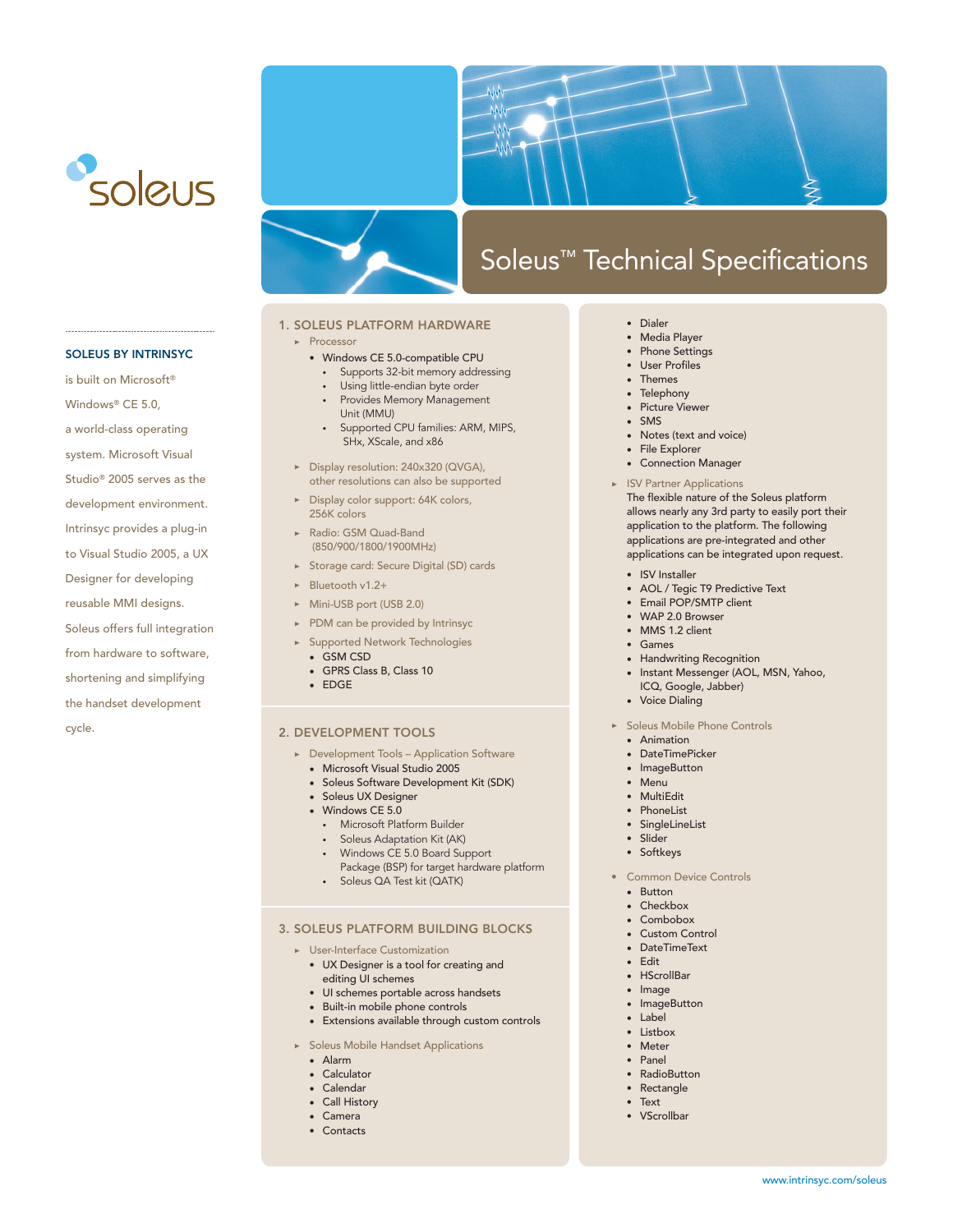soleus

# Soleus™ Technical Specifications

**SOLEUS BY INTRINSYC**

is built on Microsoft® Windows® CE 5.0, a world-class operating system. Microsoft Visual Studio® 2005 serves as the development environment. Intrinsyc provides a plug-in to Visual Studio 2005, a UX Designer for developing reusable MMI designs. Soleus offers full integration from hardware to software, shortening and simplifying the handset development cycle.

## 1. SOLEUS PLATFORM HARDWARE

- Processor
  - Windows CE 5.0-compatible CPU
    - Supports 32-bit memory addressing
    - Using little-endian byte order
    - Provides Memory Management Unit (MMU)
    - Supported CPU families: ARM, MIPS, SHx, XScale, and x86
- Display resolution: 240x320 (QVGA), other resolutions can also be supported
- Display color support: 64K colors, 256K colors
- Radio: GSM Quad-Band (850/900/1800/1900MHz)
- Storage card: Secure Digital (SD) cards
- Bluetooth v1.2+
- Mini-USB port (USB 2.0)
- PDM can be provided by Intrinsyc
- Supported Network Technologies
  - GSM CSD
  - GPRS Class B, Class 10
  - EDGE

## 2. DEVELOPMENT TOOLS

- Development Tools – Application Software
  - Microsoft Visual Studio 2005
  - Soleus Software Development Kit (SDK)
  - Soleus UX Designer
  - Windows CE 5.0
    - Microsoft Platform Builder
    - Soleus Adaptation Kit (AK)
    - Windows CE 5.0 Board Support Package (BSP) for target hardware platform
    - Soleus QA Test kit (QATK)

## 3. SOLEUS PLATFORM BUILDING BLOCKS

- User-Interface Customization
  - UX Designer is a tool for creating and editing UI schemes
  - UI schemes portable across handsets
  - Built-in mobile phone controls
  - Extensions available through custom controls
- Soleus Mobile Handset Applications
  - Alarm
  - Calculator
  - Calendar
  - Call History
  - Camera
  - Contacts
  - Dialer
  - Media Player
  - Phone Settings
  - User Profiles
  - Themes
  - Telephony
  - Picture Viewer
  - SMS
  - Notes (text and voice)
  - File Explorer
  - Connection Manager
- ISV Partner Applications

  The flexible nature of the Soleus platform allows nearly any 3rd party to easily port their application to the platform. The following applications are pre-integrated and other applications can be integrated upon request.
  - ISV Installer
  - AOL / Tegic T9 Predictive Text
  - Email POP/SMTP client
  - WAP 2.0 Browser
  - MMS 1.2 client
  - Games
  - Handwriting Recognition
  - Instant Messenger (AOL, MSN, Yahoo, ICQ, Google, Jabber)
  - Voice Dialing
- Soleus Mobile Phone Controls
  - Animation
  - DateTimePicker
  - ImageButton
  - Menu
  - MultiEdit
  - PhoneList
  - SingleLineList
  - Slider
  - Softkeys
- Common Device Controls
  - Button
  - Checkbox
  - Combobox
  - Custom Control
  - DateTimeText
  - Edit
  - HScrollBar
  - Image
  - ImageButton
  - Label
  - Listbox
  - Meter
  - Panel
  - RadioButton
  - Rectangle
  - Text
  - VScrollbar

www.intrinsyc.com/soleus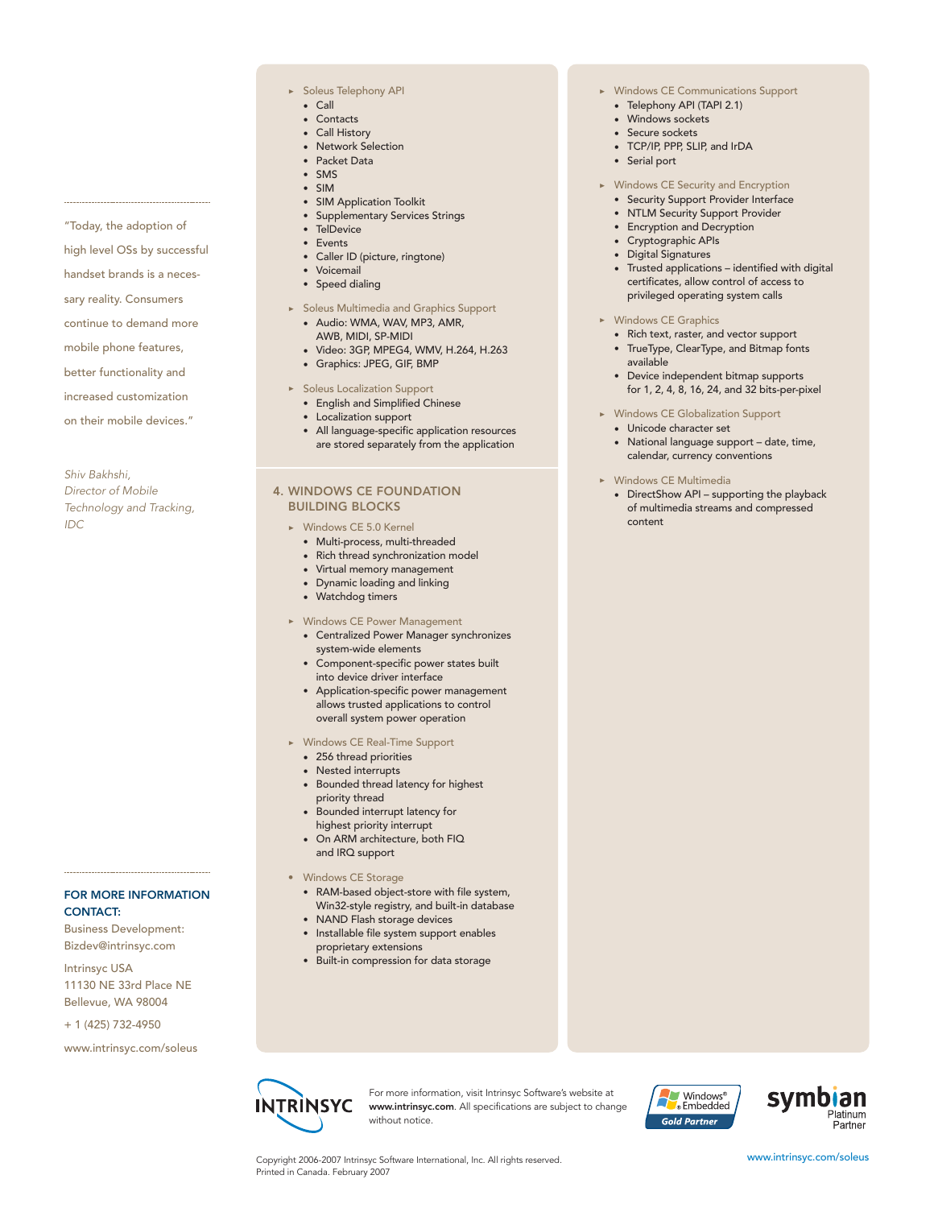> "Today, the adoption of high level OSs by successful handset brands is a necessary reality. Consumers continue to demand more mobile phone features, better functionality and increased customization on their mobile devices."

*Shiv Bakhshi, Director of Mobile Technology and Tracking, IDC*

- Soleus Telephony API
  - Call
  - Contacts
  - Call History
  - Network Selection
  - Packet Data
  - SMS
  - SIM
  - SIM Application Toolkit
  - Supplementary Services Strings
  - TelDevice
  - Events
  - Caller ID (picture, ringtone)
  - Voicemail
  - Speed dialing
- Soleus Multimedia and Graphics Support
  - Audio: WMA, WAV, MP3, AMR, AWB, MIDI, SP-MIDI
  - Video: 3GP, MPEG4, WMV, H.264, H.263
  - Graphics: JPEG, GIF, BMP
- Soleus Localization Support
  - English and Simplified Chinese
  - Localization support
  - All language-specific application resources are stored separately from the application

## 4. WINDOWS CE FOUNDATION BUILDING BLOCKS

- Windows CE 5.0 Kernel
  - Multi-process, multi-threaded
  - Rich thread synchronization model
  - Virtual memory management
  - Dynamic loading and linking
  - Watchdog timers
- Windows CE Power Management
  - Centralized Power Manager synchronizes system-wide elements
  - Component-specific power states built into device driver interface
  - Application-specific power management allows trusted applications to control overall system power operation
- Windows CE Real-Time Support
  - 256 thread priorities
  - Nested interrupts
  - Bounded thread latency for highest priority thread
  - Bounded interrupt latency for highest priority interrupt
  - On ARM architecture, both FIQ and IRQ support
- Windows CE Storage
  - RAM-based object-store with file system, Win32-style registry, and built-in database
  - NAND Flash storage devices
  - Installable file system support enables proprietary extensions
  - Built-in compression for data storage
- Windows CE Communications Support
  - Telephony API (TAPI 2.1)
  - Windows sockets
  - Secure sockets
  - TCP/IP, PPP, SLIP, and IrDA
  - Serial port
- Windows CE Security and Encryption
  - Security Support Provider Interface
  - NTLM Security Support Provider
  - Encryption and Decryption
  - Cryptographic APIs
  - Digital Signatures
  - Trusted applications – identified with digital certificates, allow control of access to privileged operating system calls
- Windows CE Graphics
  - Rich text, raster, and vector support
  - TrueType, ClearType, and Bitmap fonts available
  - Device independent bitmap supports for 1, 2, 4, 8, 16, 24, and 32 bits-per-pixel
- Windows CE Globalization Support
  - Unicode character set
  - National language support – date, time, calendar, currency conventions
- Windows CE Multimedia
  - DirectShow API – supporting the playback of multimedia streams and compressed content

**FOR MORE INFORMATION CONTACT:**

Business Development:
Bizdev@intrinsyc.com

Intrinsyc USA
11130 NE 33rd Place NE
Bellevue, WA 98004

+ 1 (425) 732-4950

www.intrinsyc.com/soleus

INTRINSYC

For more information, visit Intrinsyc Software's website at **www.intrinsyc.com**. All specifications are subject to change without notice.

Windows® Embedded Gold Partner

symbian Platinum Partner

Copyright 2006-2007 Intrinsyc Software International, Inc. All rights reserved.
Printed in Canada. February 2007

www.intrinsyc.com/soleus